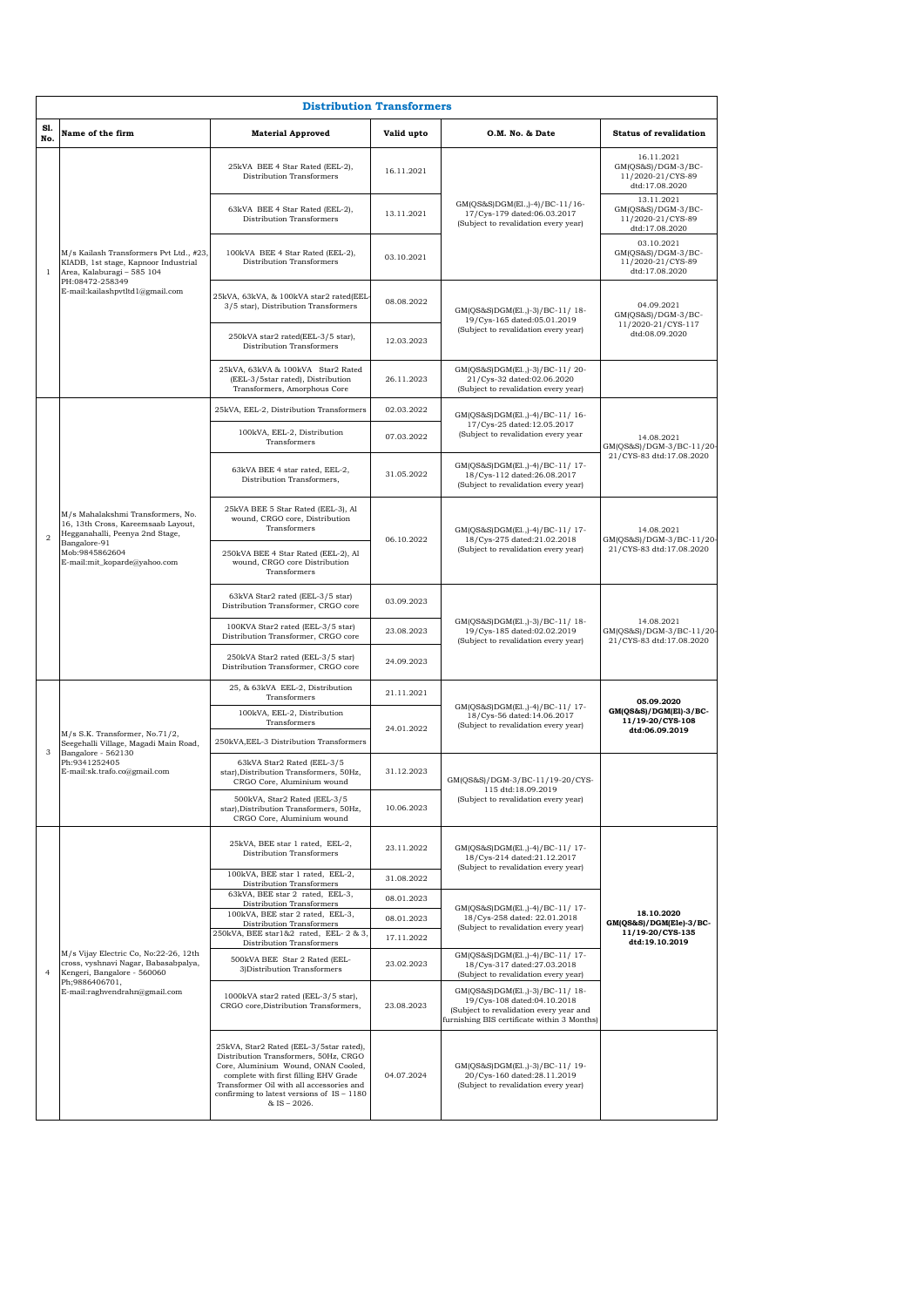## Distribution Transformers

| Sl. No. | Name of the firm | Material Approved | Valid upto | O.M. No. & Date | Status of revalidation |
|---|---|---|---|---|---|
| 1 | M/s Kailash Transformers Pvt Ltd., #23, KIADB, 1st stage, Kapnoor Industrial Area, Kalaburagi – 585 104 PH:08472-258349 E-mail:kailashpvtltd1@gmail.com | 25kVA BEE 4 Star Rated (EEL-2), Distribution Transformers | 16.11.2021 | GM(QS&S)DGM(El.,)-4)/BC-11/16-17/Cys-179 dated:06.03.2017 (Subject to revalidation every year) | 16.11.2021 GM(QS&S)/DGM-3/BC-11/2020-21/CYS-89 dtd:17.08.2020 |
| | | 63kVA BEE 4 Star Rated (EEL-2), Distribution Transformers | 13.11.2021 | | 13.11.2021 GM(QS&S)/DGM-3/BC-11/2020-21/CYS-89 dtd:17.08.2020 |
| | | 100kVA BEE 4 Star Rated (EEL-2), Distribution Transformers | 03.10.2021 | | 03.10.2021 GM(QS&S)/DGM-3/BC-11/2020-21/CYS-89 dtd:17.08.2020 |
| | | 25kVA, 63kVA, & 100kVA star2 rated(EEL-3/5 star), Distribution Transformers | 08.08.2022 | GM(QS&S)DGM(El.,)-3)/BC-11/ 18-19/Cys-165 dated:05.01.2019 (Subject to revalidation every year) | 04.09.2021 GM(QS&S)/DGM-3/BC-11/2020-21/CYS-117 dtd:08.09.2020 |
| | | 250kVA star2 rated(EEL-3/5 star), Distribution Transformers | 12.03.2023 | | |
| | | 25kVA, 63kVA & 100kVA Star2 Rated (EEL-3/5star rated), Distribution Transformers, Amorphous Core | 26.11.2023 | GM(QS&S)DGM(El.,)-3)/BC-11/ 20-21/Cys-32 dated:02.06.2020 (Subject to revalidation every year) | |
| 2 | M/s Mahalakshmi Transformers, No. 16, 13th Cross, Kareemsaab Layout, Hegganahalli, Peenya 2nd Stage, Bangalore-91 Mob:9845862604 E-mail:mit_koparde@yahoo.com | 25kVA, EEL-2, Distribution Transformers | 02.03.2022 | GM(QS&S)DGM(El.,)-4)/BC-11/ 16-17/Cys-25 dated:12.05.2017 (Subject to revalidation every year | 14.08.2021 GM(QS&S)/DGM-3/BC-11/20-21/CYS-83 dtd:17.08.2020 |
| | | 100kVA, EEL-2, Distribution Transformers | 07.03.2022 | | |
| | | 63kVA BEE 4 star rated, EEL-2, Distribution Transformers, | 31.05.2022 | GM(QS&S)DGM(El.,)-4)/BC-11/ 17-18/Cys-112 dated:26.08.2017 (Subject to revalidation every year) | |
| | | 25kVA BEE 5 Star Rated (EEL-3), Al wound, CRGO core, Distribution Transformers | 06.10.2022 | GM(QS&S)DGM(El.,)-4)/BC-11/ 17-18/Cys-275 dated:21.02.2018 (Subject to revalidation every year) | 14.08.2021 GM(QS&S)/DGM-3/BC-11/20-21/CYS-83 dtd:17.08.2020 |
| | | 250kVA BEE 4 Star Rated (EEL-2), Al wound, CRGO core Distribution Transformers | | | |
| | | 63kVA Star2 rated (EEL-3/5 star) Distribution Transformer, CRGO core | 03.09.2023 | GM(QS&S)DGM(El.,)-3)/BC-11/ 18-19/Cys-185 dated:02.02.2019 (Subject to revalidation every year) | 14.08.2021 GM(QS&S)/DGM-3/BC-11/20-21/CYS-83 dtd:17.08.2020 |
| | | 100KVA Star2 rated (EEL-3/5 star) Distribution Transformer, CRGO core | 23.08.2023 | | |
| | | 250kVA Star2 rated (EEL-3/5 star) Distribution Transformer, CRGO core | 24.09.2023 | | |
| 3 | M/s S.K. Transformer, No.71/2, Seegehalli Village, Magadi Main Road, Bangalore - 562130 Ph:9341252405 E-mail:sk.trafo.co@gmail.com | 25, & 63kVA EEL-2, Distribution Transformers | 21.11.2021 | GM(QS&S)DGM(El.,)-4)/BC-11/ 17-18/Cys-56 dated:14.06.2017 (Subject to revalidation every year) | **05.09.2020 GM(QS&S)/DGM(El)-3/BC-11/19-20/CYS-108 dtd:06.09.2019** |
| | | 100kVA, EEL-2, Distribution Transformers | 24.01.2022 | | |
| | | ~~250kVA,EEL-3 Distribution Transformers~~ | | | |
| | | 63kVA Star2 Rated (EEL-3/5 star),Distribution Transformers, 50Hz, CRGO Core, Aluminium wound | 31.12.2023 | GM(QS&S)/DGM-3/BC-11/19-20/CYS-115 dtd:18.09.2019 (Subject to revalidation every year) | |
| | | 500kVA, Star2 Rated (EEL-3/5 star),Distribution Transformers, 50Hz, CRGO Core, Aluminium wound | 10.06.2023 | | |
| 4 | M/s Vijay Electric Co, No:22-26, 12th cross, vyshnavi Nagar, Babasabpalya, Kengeri, Bangalore - 560060 Ph;9886406701, E-mail:raghvendrahn@gmail.com | 25kVA, BEE star 1 rated, EEL-2, Distribution Transformers | 23.11.2022 | GM(QS&S)DGM(El.,)-4)/BC-11/ 17-18/Cys-214 dated:21.12.2017 (Subject to revalidation every year) | **18.10.2020 GM(QS&S)/DGM(Ele)-3/BC-11/19-20/CYS-135 dtd:19.10.2019** |
| | | 100kVA, BEE star 1 rated, EEL-2, Distribution Transformers | 31.08.2022 | | |
| | | 63kVA, BEE star 2 rated, EEL-3, Distribution Transformers | 08.01.2023 | GM(QS&S)DGM(El.,)-4)/BC-11/ 17-18/Cys-258 dated: 22.01.2018 (Subject to revalidation every year) | |
| | | 100kVA, BEE star 2 rated, EEL-3, Distribution Transformers | 08.01.2023 | | |
| | | 250kVA, BEE star1&2 rated, EEL- 2 & 3, Distribution Transformers | 17.11.2022 | | |
| | | 500kVA BEE Star 2 Rated (EEL-3)Distribution Transformers | 23.02.2023 | GM(QS&S)DGM(El.,)-4)/BC-11/ 17-18/Cys-317 dated:27.03.2018 (Subject to revalidation every year) | |
| | | 1000kVA star2 rated (EEL-3/5 star), CRGO core,Distribution Transformers, | 23.08.2023 | GM(QS&S)DGM(El.,)-3)/BC-11/ 18-19/Cys-108 dated:04.10.2018 (Subject to revalidation every year and furnishing BIS certificate within 3 Months) | |
| | | 25kVA, Star2 Rated (EEL-3/5star rated), Distribution Transformers, 50Hz, CRGO Core, Aluminium Wound, ONAN Cooled, complete with first filling EHV Grade Transformer Oil with all accessories and confirming to latest versions of IS – 1180 & IS – 2026. | 04.07.2024 | GM(QS&S)DGM(El.,)-3)/BC-11/ 19-20/Cys-160 dated:28.11.2019 (Subject to revalidation every year) | |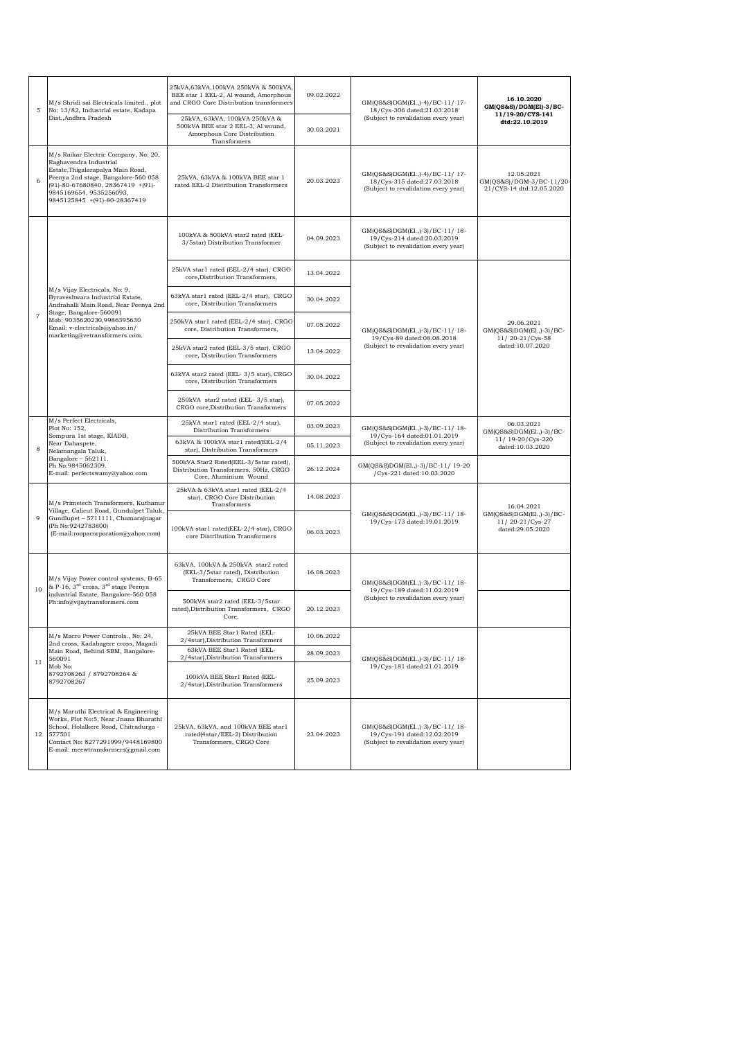| 5 | M/s Shridi sai Electricals limited., plot No: 13/82, Industrial estate, Kadapa Dist.,Andhra Pradesh | 25kVA,63kVA,100kVA 250kVA & 500kVA, BEE star 1 EEL-2, Al wound, Amorphous and CRGO Core Distribution transformers | 09.02.2022 | GM(QS&S)DGM(El.,)-4)/BC-11/ 17-18/Cys-306 dated:21.03.2018 (Subject to revalidation every year) | **16.10.2020 GM(QS&S)/DGM(El)-3/BC-11/19-20/CYS-141 dtd:22.10.2019** |
|---|---|---|---|---|---|
| | | 25kVA, 63kVA, 100kVA 250kVA & 500kVA BEE star 2 EEL-3, Al wound, Amorphous Core Distribution Transformers | 30.03.2021 | | |
| 6 | M/s Raikar Electric Company, No: 20, Raghavendra Industrial Estate,Thigalarapalya Main Road, Peenya 2nd stage, Bangalore-560 058 (91)-80-67680840, 28367419 +(91)-9845169654, 9535256093, 9845125845 +(91)-80-28367419 | 25kVA, 63kVA & 100kVA BEE star 1 rated EEL-2 Distribution Transformers | 20.03.2023 | GM(QS&S)DGM(El.,)-4)/BC-11/ 17-18/Cys-315 dated:27.03.2018 (Subject to revalidation every year) | 12.05.2021 GM(QS&S)/DGM-3/BC-11/20-21/CYS-14 dtd:12.05.2020 |
| 7 | M/s Vijay Electricals, No: 9, Byraveshwara Industrial Estate, Andrahalli Main Road, Near Peenya 2nd Stage, Bangalore-560091 Mob: 9035620230,9986395630 Email: v-electricals@yahoo.in/ marketing@vetransformers.com. | 100kVA & 500kVA star2 rated (EEL-3/5star) Distribution Transformer | 04.09.2023 | GM(QS&S)DGM(El.,)-3)/BC-11/ 18-19/Cys-214 dated:20.03.2019 (Subject to revalidation every year) | |
| | | 25kVA star1 rated (EEL-2/4 star), CRGO core,Distribution Transformers, | 13.04.2022 | GM(QS&S)DGM(El.,)-3)/BC-11/ 18-19/Cys-89 dated:08.08.2018 (Subject to revalidation every year) | 29.06.2021 GM(QS&S)DGM(El.,)-3)/BC-11/ 20-21/Cys-58 dated:10.07.2020 |
| | | 63kVA star1 rated (EEL-2/4 star), CRGO core, Distribution Transformers | 30.04.2022 | | |
| | | 250kVA star1 rated (EEL-2/4 star), CRGO core, Distribution Transformers, | 07.05.2022 | | |
| | | 25kVA star2 rated (EEL-3/5 star), CRGO core, Distribution Transformers | 13.04.2022 | | |
| | | 63kVA star2 rated (EEL- 3/5 star), CRGO core, Distribution Transformers | 30.04.2022 | | |
| | | 250kVA star2 rated (EEL- 3/5 star), CRGO core,Distribution Transformers | 07.05.2022 | | |
| 8 | M/s Perfect Electricals, Plot No: 152, Sompura 1st stage, KIADB, Near Dabaspete, Nelamangala Taluk, Bangalore – 562111. Ph No:9845062309. E-mail: perfectswamy@yahoo.com | 25kVA star1 rated (EEL-2/4 star), Distribution Transformers | 03.09.2023 | GM(QS&S)DGM(El.,)-3)/BC-11/ 18-19/Cys-164 dated:01.01.2019 (Subject to revalidation every year) | 06.03.2021 GM(QS&S)DGM(El.,)-3)/BC-11/ 19-20/Cys-220 dated:10.03.2020 |
| | | 63kVA & 100kVA star1 rated(EEL-2/4 star), Distribution Transformers | 05.11.2023 | | |
| | | 500kVA Star2 Rated(EEL-3/5star rated), Distribution Transformers, 50Hz, CRGO Core, Aluminium Wound | 26.12.2024 | GM(QS&S)DGM(El.,)-3)/BC-11/ 19-20 /Cys-221 dated:10.03.2020 | |
| 9 | M/s Primetech Transformers, Kuthanur Village, Calicut Road, Gundulpet Taluk, Gundlupet – 5711111, Chamarajnagar (Ph No:9242783800) (E-mail:roopacorporation@yahoo.com) | 25kVA & 63kVA star1 rated (EEL-2/4 star), CRGO Core Distribution Transformers | 14.08.2023 | GM(QS&S)DGM(El.,)-3)/BC-11/ 18-19/Cys-173 dated:19.01.2019 | 16.04.2021 GM(QS&S)DGM(El.,)-3)/BC-11/ 20-21/Cys-27 dated:29.05.2020 |
| | | 100kVA star1 rated(EEL-2/4 star), CRGO core Distribution Transformers | 06.03.2023 | | |
| 10 | M/s Vijay Power control systems, B-65 & P-16, 3rd cross, 3rd stage Peenya industrial Estate, Bangalore-560 058 Ph:info@vijaytransformers.com | 63kVA, 100kVA & 250kVA star2 rated (EEL-3/5star rated), Distribution Transformers, CRGO Core | 16.08.2023 | GM(QS&S)DGM(El.,)-3)/BC-11/ 18-19/Cys-189 dated:11.02.2019 (Subject to revalidation every year) | |
| | | 500kVA star2 rated(EEL-3/5star rated),Distribution Transformers, CRGO Core, | 20.12.2023 | | |
| 11 | M/s Macro Power Controls., No: 24, 2nd cross, Kadabagere cross, Magadi Main Road, Behind SBM, Bangalore-560091 Mob No: 8792708263 / 8792708264 & 8792708267 | 25kVA BEE Star1 Rated (EEL-2/4star),Distribution Transformers | 10.06.2022 | GM(QS&S)DGM(El.,)-3)/BC-11/ 18-19/Cys-181 dated:21.01.2019 | |
| | | 63kVA BEE Star1 Rated (EEL-2/4star),Distribution Transformers | 28.09.2023 | | |
| | | 100kVA BEE Star1 Rated (EEL-2/4star),Distribution Transformers | 25.09.2023 | | |
| 12 | M/s Maruthi Electrical & Engineering Works, Plot No:5, Near Jnana Bharathi School, Holalkere Road, Chitradurga - 577501 Contact No: 8277291999/9448169800 E-mail: meewtransformers@gmail.com | 25kVA, 63kVA, and 100kVA BEE star1 rated(4star/EEL-2) Distribution Transformers, CRGO Core | 23.04.2023 | GM(QS&S)DGM(El.,)-3)/BC-11/ 18-19/Cys-191 dated:12.02.2019 (Subject to revalidation every year) | |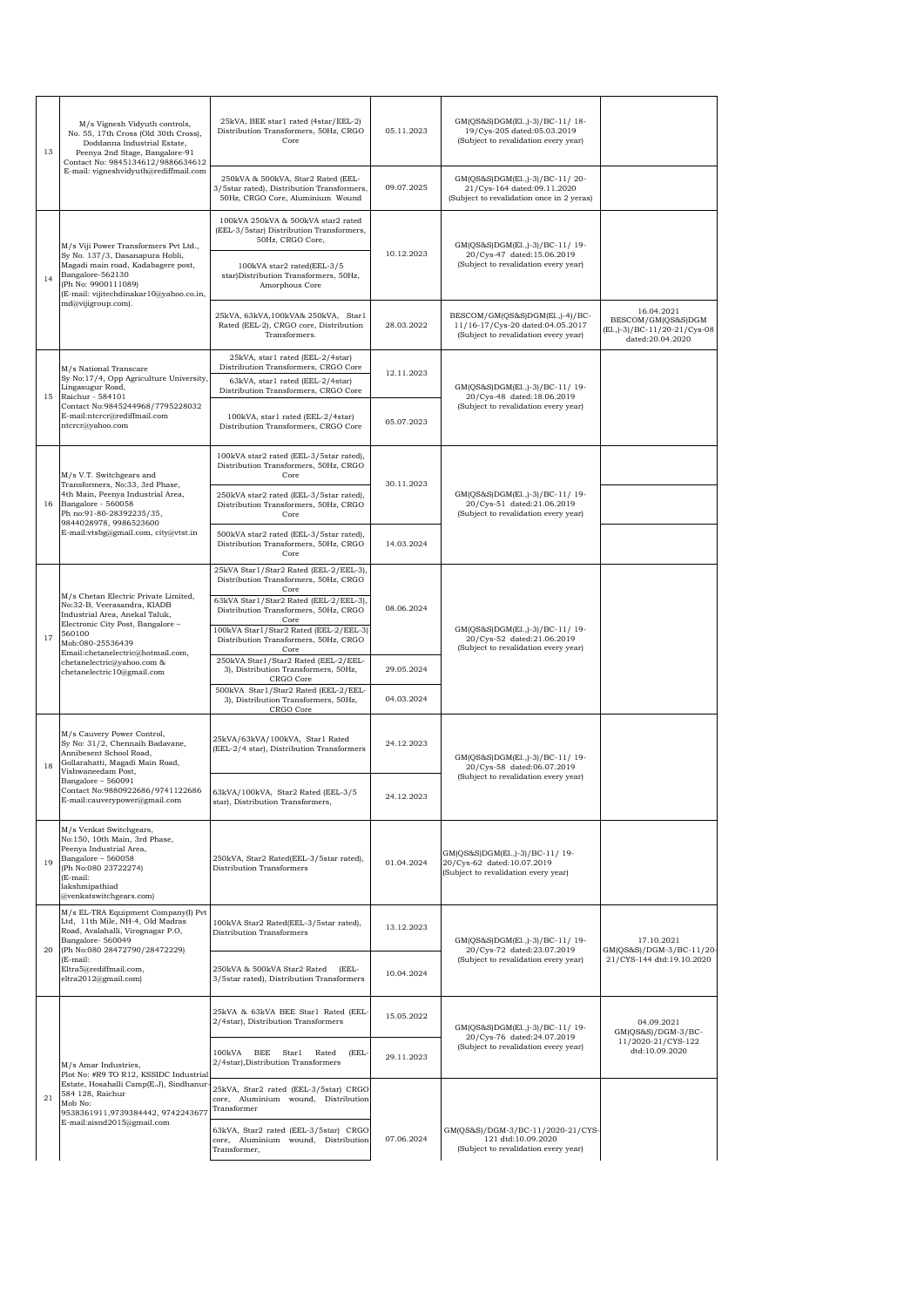| 13 | M/s Vignesh Vidyuth controls, No. 55, 17th Cross (Old 30th Cross), Doddanna Industrial Estate, Peenya 2nd Stage, Bangalore-91 Contact No: 9845134612/9886634612 E-mail: vigneshvidyuth@rediffmail.com | 25kVA, BEE star1 rated (4star/EEL-2) Distribution Transformers, 50Hz, CRGO Core | 05.11.2023 | GM(QS&S)DGM(El.,)-3)/BC-11/ 18-19/Cys-205 dated:05.03.2019 (Subject to revalidation every year) | |
|---|---|---|---|---|---|
| | | 250kVA & 500kVA, Star2 Rated (EEL-3/5star rated), Distribution Transformers, 50Hz, CRGO Core, Aluminium Wound | 09.07.2025 | GM(QS&S)DGM(El.,)-3)/BC-11/ 20-21/Cys-164 dated:09.11.2020 (Subject to revalidation once in 2 yeras) | |
| 14 | M/s Viji Power Transformers Pvt Ltd., Sy No. 137/3, Dasanapura Hobli, Magadi main road, Kadabagere post, Bangalore-562130 (Ph No: 9900111089) (E-mail: vijitechdinakar10@yahoo.co.in, md@vijigroup.com). | 100kVA 250kVA & 500kVA star2 rated (EEL-3/5star) Distribution Transformers, 50Hz, CRGO Core, | 10.12.2023 | GM(QS&S)DGM(El.,)-3)/BC-11/ 19-20/Cys-47 dated:15.06.2019 (Subject to revalidation every year) | |
| | | 100kVA star2 rated(EEL-3/5 star)Distribution Transformers, 50Hz, Amorphous Core | | | |
| | | 25kVA, 63kVA,100kVA& 250kVA, Star1 Rated (EEL-2), CRGO core, Distribution Transformers. | 28.03.2022 | BESCOM/GM/QS&S)DGM(El.,)-4)/BC-11/16-17/Cys-20 dated:04.05.2017 (Subject to revalidation every year) | 16.04.2021 BESCOM/GM(QS&S)DGM (El.,)-3)/BC-11/20-21/Cys-08 dated:20.04.2020 |
| 15 | M/s National Transcare Sy No:17/4, Opp Agriculture University, Lingasugur Road, Raichur - 584101 Contact No:9845244968/7795228032 E-mail:ntcrcr@rediffmail.com ntcrcr@yahoo.com | 25kVA, star1 rated (EEL-2/4star) Distribution Transformers, CRGO Core | 12.11.2023 | GM(QS&S)DGM(El.,)-3)/BC-11/ 19-20/Cys-48 dated:18.06.2019 (Subject to revalidation every year) | |
| | | 63kVA, star1 rated (EEL-2/4star) Distribution Transformers, CRGO Core | | | |
| | | 100kVA, star1 rated (EEL-2/4star) Distribution Transformers, CRGO Core | 05.07.2023 | | |
| 16 | M/s V.T. Switchgears and Transformers, No:33, 3rd Phase, 4th Main, Peenya Industrial Area, Bangalore - 560058 Ph no:91-80-28392235/35, 9844028978, 9986523600 E-mail:vtsbg@gmail.com, city@vtst.in | 100kVA star2 rated (EEL-3/5star rated), Distribution Transformers, 50Hz, CRGO Core | 30.11.2023 | GM(QS&S)DGM(El.,)-3)/BC-11/ 19-20/Cys-51 dated:21.06.2019 (Subject to revalidation every year) | |
| | | 250kVA star2 rated (EEL-3/5star rated), Distribution Transformers, 50Hz, CRGO Core | | | |
| | | 500kVA star2 rated (EEL-3/5star rated), Distribution Transformers, 50Hz, CRGO Core | 14.03.2024 | | |
| 17 | M/s Chetan Electric Private Limited, No:32-B, Veerasandra, KIADB Industrial Area, Anekal Taluk, Electronic City Post, Bangalore – 560100 Mob:080-25536439 Email:chetanelectric@hotmail.com, chetanelectric@yahoo.com & chetanelectric10@gmail.com | 25kVA Star1/Star2 Rated (EEL-2/EEL-3), Distribution Transformers, 50Hz, CRGO Core | 08.06.2024 | GM(QS&S)DGM(El.,)-3)/BC-11/ 19-20/Cys-52 dated:21.06.2019 (Subject to revalidation every year) | |
| | | 63kVA Star1/Star2 Rated (EEL-2/EEL-3), Distribution Transformers, 50Hz, CRGO Core | | | |
| | | 100kVA Star1/Star2 Rated (EEL-2/EEL-3) Distribution Transformers, 50Hz, CRGO Core | | | |
| | | 250kVA Star1/Star2 Rated (EEL-2/EEL-3), Distribution Transformers, 50Hz, CRGO Core | 29.05.2024 | | |
| | | 500kVA Star1/Star2 Rated (EEL-2/EEL-3), Distribution Transformers, 50Hz, CRGO Core | 04.03.2024 | | |
| 18 | M/s Cauvery Power Control, Sy No: 31/2, Chennaih Badavane, Annibesent School Road, Gollarahatti, Magadi Main Road, Vishwaneedam Post, Bangalore – 560091 Contact No:9880922686/9741122686 E-mail:cauverypower@gmail.com | 25kVA/63kVA/100kVA, Star1 Rated (EEL-2/4 star), Distribution Transformers | 24.12.2023 | GM(QS&S)DGM(El.,)-3)/BC-11/ 19-20/Cys-58 dated:06.07.2019 (Subject to revalidation every year) | |
| | | 63kVA/100kVA, Star2 Rated (EEL-3/5 star), Distribution Transformers, | 24.12.2023 | | |
| 19 | M/s Venkat Switchgears, No:150, 10th Main, 3rd Phase, Peenya Industrial Area, Bangalore – 560058 (Ph No:080 23722274) (E-mail: lakshmipathiad @venkatswitchgears.com) | 250kVA, Star2 Rated(EEL-3/5star rated), Distribution Transformers | 01.04.2024 | GM(QS&S)DGM(El.,)-3)/BC-11/ 19-20/Cys-62 dated:10.07.2019 (Subject to revalidation every year) | |
| 20 | M/s EL-TRA Equipment Company(I) Pvt Ltd, 11th Mile, NH-4, Old Madras Road, Avalahalli, Virognagar P.O, Bangalore- 560049 (Ph No:080 28472790/28472229) (E-mail: Eltra5@rediffmail.com, eltra2012@gmail.com) | 100kVA Star2 Rated(EEL-3/5star rated), Distribution Transformers | 13.12.2023 | GM(QS&S)DGM(El.,)-3)/BC-11/ 19-20/Cys-72 dated:23.07.2019 (Subject to revalidation every year) | 17.10.2021 GM(QS&S)/DGM-3/BC-11/20-21/CYS-144 dtd:19.10.2020 |
| | | 250kVA & 500kVA Star2 Rated (EEL-3/5star rated), Distribution Transformers | 10.04.2024 | | |
| 21 | M/s Amar Industries, Plot No: #R9 TO R12, KSSIDC Industrial Estate, Hosahalli Camp(E.J), Sindhanur-584 128, Raichur Mob No: 9538361911,9739384442, 9742243677 E-mail:aisnd2015@gmail.com | 25kVA & 63kVA BEE Star1 Rated (EEL-2/4star), Distribution Transformers | 15.05.2022 | GM(QS&S)DGM(El.,)-3)/BC-11/ 19-20/Cys-76 dated:24.07.2019 (Subject to revalidation every year) | 04.09.2021 GM(QS&S)/DGM-3/BC-11/2020-21/CYS-122 dtd:10.09.2020 |
| | | 100kVA BEE Star1 Rated (EEL-2/4star),Distribution Transformers | 29.11.2023 | | |
| | | 25kVA, Star2 rated (EEL-3/5star) CRGO core, Aluminium wound, Distribution Transformer | 07.06.2024 | GM(QS&S)/DGM-3/BC-11/2020-21/CYS-121 dtd:10.09.2020 (Subject to revalidation every year) | |
| | | 63kVA, Star2 rated (EEL-3/5star) CRGO core, Aluminium wound, Distribution Transformer, | | | |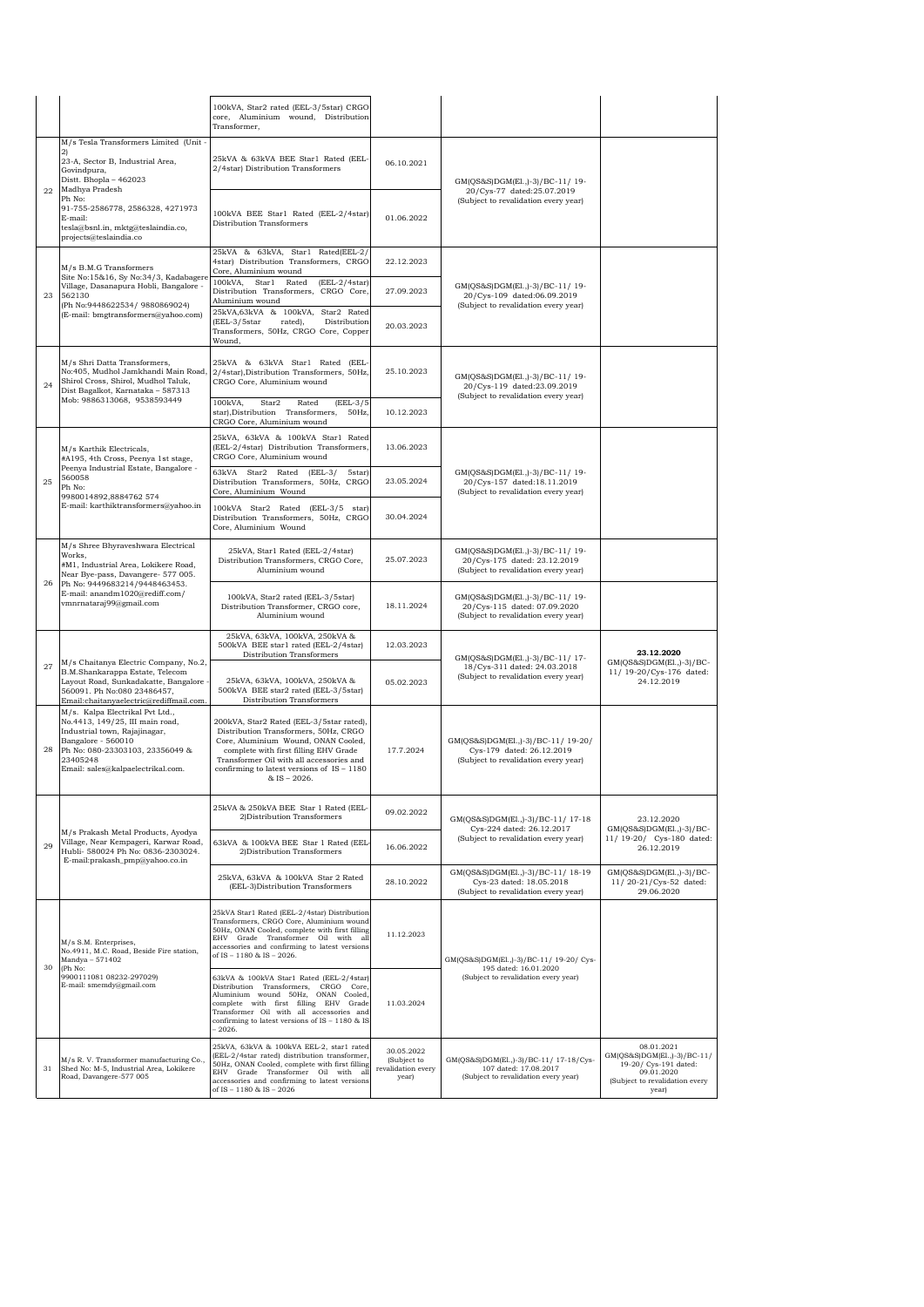| | | | | | |
|---|---|---|---|---|---|
| | | 100kVA, Star2 rated (EEL-3/5star) CRGO core, Aluminium wound, Distribution Transformer, | | | |
| 22 | M/s Tesla Transformers Limited (Unit - 2)<br>23-A, Sector B, Industrial Area, Govindpura,<br>Distt. Bhopla – 462023<br>Madhya Pradesh<br>Ph No:<br>91-755-2586778, 2586328, 4271973<br>E-mail:<br>tesla@bsnl.in, mktg@teslaindia.co, projects@teslaindia.co | 25kVA & 63kVA BEE Star1 Rated (EEL-2/4star) Distribution Transformers | 06.10.2021 | GM(QS&S)DGM(El.,)-3)/BC-11/ 19-20/Cys-77 dated:25.07.2019<br>(Subject to revalidation every year) | |
| | | 100kVA BEE Star1 Rated (EEL-2/4star) Distribution Transformers | 01.06.2022 | | |
| 23 | M/s B.M.G Transformers<br>Site No:15&16, Sy No:34/3, Kadabagere Village, Dasanapura Hobli, Bangalore - 562130<br>(Ph No:9448622534/ 9880869024)<br>(E-mail: bmgtransformers@yahoo.com) | 25kVA & 63kVA, Star1 Rated(EEL-2/ 4star) Distribution Transformers, CRGO Core, Aluminium wound | 22.12.2023 | GM(QS&S)DGM(El.,)-3)/BC-11/ 19-20/Cys-109 dated:06.09.2019<br>(Subject to revalidation every year) | |
| | | 100kVA, Star1 Rated (EEL-2/4star) Distribution Transformers, CRGO Core, Aluminium wound | 27.09.2023 | | |
| | | 25kVA,63kVA & 100kVA, Star2 Rated (EEL-3/5star rated), Distribution Transformers, 50Hz, CRGO Core, Copper Wound, | 20.03.2023 | | |
| 24 | M/s Shri Datta Transformers,<br>No:405, Mudhol Jamkhandi Main Road, Shirol Cross, Shirol, Mudhol Taluk, Dist Bagalkot, Karnataka – 587313<br>Mob: 9886313068, 9538593449 | 25kVA & 63kVA Star1 Rated (EEL-2/4star),Distribution Transformers, 50Hz, CRGO Core, Aluminium wound | 25.10.2023 | GM(QS&S)DGM(El.,)-3)/BC-11/ 19-20/Cys-119 dated:23.09.2019<br>(Subject to revalidation every year) | |
| | | 100kVA, Star2 Rated (EEL-3/5 star),Distribution Transformers, 50Hz, CRGO Core, Aluminium wound | 10.12.2023 | | |
| 25 | M/s Karthik Electricals,<br>#A195, 4th Cross, Peenya 1st stage, Peenya Industrial Estate, Bangalore - 560058<br>Ph No:<br>9980014892,8884762 574<br>E-mail: karthiktransformers@yahoo.in | 25kVA, 63kVA & 100kVA Star1 Rated (EEL-2/4star) Distribution Transformers, CRGO Core, Aluminium wound | 13.06.2023 | GM(QS&S)DGM(El.,)-3)/BC-11/ 19-20/Cys-157 dated:18.11.2019<br>(Subject to revalidation every year) | |
| | | 63kVA Star2 Rated (EEL-3/ 5star) Distribution Transformers, 50Hz, CRGO Core, Aluminium Wound | 23.05.2024 | | |
| | | 100kVA Star2 Rated (EEL-3/5 star) Distribution Transformers, 50Hz, CRGO Core, Aluminium Wound | 30.04.2024 | | |
| 26 | M/s Shree Bhyraveshwara Electrical Works,<br>#M1, Industrial Area, Lokikere Road, Near Bye-pass, Davangere- 577 005.<br>Ph No: 9449683214/9448463453.<br>E-mail: anandm1020@rediff.com/ vmnrnataraj99@gmail.com | 25kVA, Star1 Rated (EEL-2/4star) Distribution Transformers, CRGO Core, Aluminium wound | 25.07.2023 | GM(QS&S)DGM(El.,)-3)/BC-11/ 19-20/Cys-175 dated: 23.12.2019<br>(Subject to revalidation every year) | |
| | | 100kVA, Star2 rated (EEL-3/5star) Distribution Transformer, CRGO core, Aluminium wound | 18.11.2024 | GM(QS&S)DGM(El.,)-3)/BC-11/ 19-20/Cys-115 dated: 07.09.2020<br>(Subject to revalidation every year) | |
| 27 | M/s Chaitanya Electric Company, No.2, B.M.Shankarappa Estate, Telecom Layout Road, Sunkadakatte, Bangalore - 560091. Ph No:080 23486457, Email:chaitanyaelectric@rediffmail.com. | 25kVA, 63kVA, 100kVA, 250kVA & 500kVA BEE star1 rated (EEL-2/4star) Distribution Transformers | 12.03.2023 | GM(QS&S)DGM(El.,)-3)/BC-11/ 17-18/Cys-311 dated: 24.03.2018<br>(Subject to revalidation every year) | **23.12.2020**<br>GM(QS&S)DGM(El.,)-3)/BC-11/ 19-20/Cys-176 dated: 24.12.2019 |
| | | 25kVA, 63kVA, 100kVA, 250kVA & 500kVA BEE star2 rated (EEL-3/5star) Distribution Transformers | 05.02.2023 | | |
| 28 | M/s. Kalpa Electrikal Pvt Ltd.,<br>No.4413, 149/25, III main road, Industrial town, Rajajinagar, Bangalore - 560010<br>Ph No: 080-23303103, 23356049 & 23405248<br>Email: sales@kalpaelectrikal.com. | 200kVA, Star2 Rated (EEL-3/5star rated), Distribution Transformers, 50Hz, CRGO Core, Aluminium Wound, ONAN Cooled, complete with first filling EHV Grade Transformer Oil with all accessories and confirming to latest versions of IS – 1180 & IS – 2026. | 17.7.2024 | GM(QS&S)DGM(El.,)-3)/BC-11/ 19-20/ Cys-179 dated: 26.12.2019<br>(Subject to revalidation every year) | |
| 29 | M/s Prakash Metal Products, Ayodya Village, Near Kempageri, Karwar Road, Hubli- 580024 Ph No: 0836-2303024.<br>E-mail:prakash_pmp@yahoo.co.in | 25kVA & 250kVA BEE Star 1 Rated (EEL-2)Distribution Transformers | 09.02.2022 | GM(QS&S)DGM(El.,)-3)/BC-11/ 17-18 Cys-224 dated: 26.12.2017<br>(Subject to revalidation every year) | 23.12.2020<br>GM(QS&S)DGM(El.,)-3)/BC-11/ 19-20/ Cys-180 dated: 26.12.2019 |
| | | 63kVA & 100kVA BEE Star 1 Rated (EEL-2)Distribution Transformers | 16.06.2022 | | |
| | | 25kVA, 63kVA & 100kVA Star 2 Rated (EEL-3)Distribution Transformers | 28.10.2022 | GM(QS&S)DGM(El.,)-3)/BC-11/ 18-19 Cys-23 dated: 18.05.2018<br>(Subject to revalidation every year) | GM(QS&S)DGM(El.,)-3)/BC-11/ 20-21/Cys-52 dated: 29.06.2020 |
| 30 | M/s S.M. Enterprises,<br>No.4911, M.C. Road, Beside Fire station, Mandya – 571402<br>(Ph No:<br>9900111081 08232-297029)<br>E-mail: smemdy@gmail.com | 25kVA Star1 Rated (EEL-2/4star) Distribution Transformers, CRGO Core, Aluminium wound 50Hz, ONAN Cooled, complete with first filling EHV Grade Transformer Oil with all accessories and confirming to latest versions of IS – 1180 & IS – 2026. | 11.12.2023 | GM(QS&S)DGM(El.,)-3)/BC-11/ 19-20/ Cys-195 dated: 16.01.2020<br>(Subject to revalidation every year) | |
| | | 63kVA & 100kVA Star1 Rated (EEL-2/4star) Distribution Transformers, CRGO Core, Aluminium wound 50Hz, ONAN Cooled, complete with first filling EHV Grade Transformer Oil with all accessories and confirming to latest versions of IS – 1180 & IS – 2026. | 11.03.2024 | | |
| 31 | M/s R. V. Transformer manufacturing Co., Shed No: M-5, Industrial Area, Lokikere Road, Davangere-577 005 | 25kVA, 63kVA & 100kVA EEL-2, star1 rated (EEL-2/4star rated) distribution transformer, 50Hz, ONAN Cooled, complete with first filling EHV Grade Transformer Oil with all accessories and confirming to latest versions of IS – 1180 & IS – 2026 | 30.05.2022<br>(Subject to revalidation every year) | GM(QS&S)DGM(El.,)-3)/BC-11/ 17-18/Cys-107 dated: 17.08.2017<br>(Subject to revalidation every year) | 08.01.2021<br>GM(QS&S)DGM(El.,)-3)/BC-11/ 19-20/ Cys-191 dated: 09.01.2020<br>(Subject to revalidation every year) |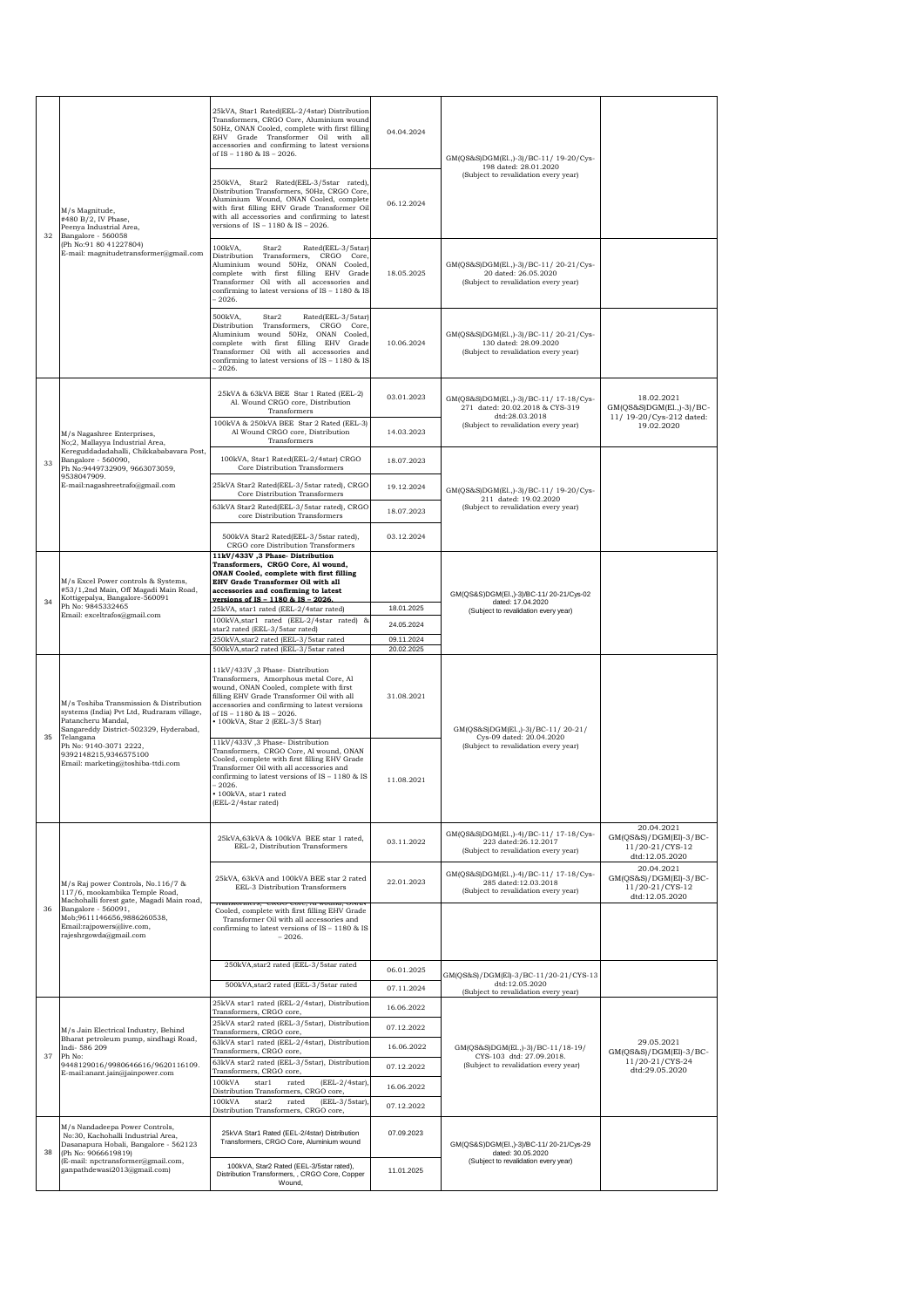| 32 | M/s Magnitude, #480 B/2, IV Phase, Peenya Industrial Area, Bangalore - 560058 (Ph No:91 80 41227804) E-mail: magnitudetransformer@gmail.com | 25kVA, Star1 Rated(EEL-2/4star) Distribution Transformers, CRGO Core, Aluminium wound 50Hz, ONAN Cooled, complete with first filling EHV Grade Transformer Oil with all accessories and confirming to latest versions of IS – 1180 & IS – 2026. | 04.04.2024 | GM(QS&S)DGM(El.,)-3)/BC-11/ 19-20/Cys-198 dated: 28.01.2020 (Subject to revalidation every year) | |
|---|---|---|---|---|---|
| | | 250kVA, Star2 Rated(EEL-3/5star rated), Distribution Transformers, 50Hz, CRGO Core, Aluminium Wound, ONAN Cooled, complete with first filling EHV Grade Transformer Oil with all accessories and confirming to latest versions of IS – 1180 & IS – 2026. | 06.12.2024 | | |
| | | 100kVA, Star2 Rated(EEL-3/5star) Distribution Transformers, CRGO Core, Aluminium wound 50Hz, ONAN Cooled, complete with first filling EHV Grade Transformer Oil with all accessories and confirming to latest versions of IS – 1180 & IS – 2026. | 18.05.2025 | GM(QS&S)DGM(El.,)-3)/BC-11/ 20-21/Cys-20 dated: 26.05.2020 (Subject to revalidation every year) | |
| | | 500kVA, Star2 Rated(EEL-3/5star) Distribution Transformers, CRGO Core, Aluminium wound 50Hz, ONAN Cooled, complete with first filling EHV Grade Transformer Oil with all accessories and confirming to latest versions of IS – 1180 & IS – 2026. | 10.06.2024 | GM(QS&S)DGM(El.,)-3)/BC-11/ 20-21/Cys-130 dated: 28.09.2020 (Subject to revalidation every year) | |
| 33 | M/s Nagashree Enterprises, No;2, Mallayya Industrial Area, Kereguddadadahalli, Chikkababavara Post, Bangalore - 560090, Ph No:9449732909, 9663073059, 9538047909. E-mail:nagashreetrafo@gmail.com | 25kVA & 63kVA BEE Star 1 Rated (EEL-2) Al. Wound CRGO core, Distribution Transformers | 03.01.2023 | GM(QS&S)DGM(El.,)-3)/BC-11/ 17-18/Cys-271 dated: 20.02.2018 & CYS-319 dtd:28.03.2018 (Subject to revalidation every year) | 18.02.2021 GM(QS&S)DGM(El.,)-3)/BC-11/ 19-20/Cys-212 dated: 19.02.2020 |
| | | 100kVA & 250kVA BEE Star 2 Rated (EEL-3) Al Wound CRGO core, Distribution Transformers | 14.03.2023 | | |
| | | 100kVA, Star1 Rated(EEL-2/4star) CRGO Core Distribution Transformers | 18.07.2023 | GM(QS&S)DGM(El.,)-3)/BC-11/ 19-20/Cys-211 dated: 19.02.2020 (Subject to revalidation every year) | |
| | | 25kVA Star2 Rated(EEL-3/5star rated), CRGO Core Distribution Transformers | 19.12.2024 | | |
| | | 63kVA Star2 Rated(EEL-3/5star rated), CRGO core Distribution Transformers | 18.07.2023 | | |
| | | 500kVA Star2 Rated(EEL-3/5star rated), CRGO core Distribution Transformers | 03.12.2024 | | |
| 34 | M/s Excel Power controls & Systems, #53/1,2nd Main, Off Magadi Main Road, Kottigepalya, Bangalore-560091 Ph No: 9845332465 Email: exceltrafos@gmail.com | **11kV/433V ,3 Phase- Distribution Transformers, CRGO Core, Al wound, ONAN Cooled, complete with first filling EHV Grade Transformer Oil with all accessories and confirming to latest versions of IS – 1180 & IS – 2026.** | | GM(QS&S)DGM(El.,)-3)/BC-11/ 20-21/Cys-02 dated: 17.04.2020 (Subject to revalidation every year) | |
| | | 25kVA, star1 rated (EEL-2/4star rated) | 18.01.2025 | | |
| | | 100kVA,star1 rated (EEL-2/4star rated) & star2 rated (EEL-3/5star rated) | 24.05.2024 | | |
| | | 250kVA,star2 rated (EEL-3/5star rated | 09.11.2024 | | |
| | | 500kVA,star2 rated (EEL-3/5star rated | 20.02.2025 | | |
| 35 | M/s Toshiba Transmission & Distribution systems (India) Pvt Ltd, Rudraram village, Patancheru Mandal, Sangareddy District-502329, Hyderabad, Telangana Ph No: 9140-3071 2222, 9392148215,9346575100 Email: marketing@toshiba-ttdi.com | 11kV/433V ,3 Phase- Distribution Transformers, Amorphous metal Core, Al wound, ONAN Cooled, complete with first filling EHV Grade Transformer Oil with all accessories and confirming to latest versions of IS – 1180 & IS – 2026. • 100kVA, Star 2 (EEL-3/5 Star) | 31.08.2021 | GM(QS&S)DGM(El.,)-3)/BC-11/ 20-21/ Cys-09 dated: 20.04.2020 (Subject to revalidation every year) | |
| | | 11kV/433V ,3 Phase- Distribution Transformers, CRGO Core, Al wound, ONAN Cooled, complete with first filling EHV Grade Transformer Oil with all accessories and confirming to latest versions of IS – 1180 & IS – 2026. • 100kVA, star1 rated (EEL-2/4star rated) | 11.08.2021 | | |
| 36 | M/s Raj power Controls, No.116/7 & 117/6, mookambika Temple Road, Macholhalli forest gate, Magadi Main road, Bangalore - 560091, Mob;9611146656,9886260538, Email:rajpowers@live.com, rajeshrgowda@gmail.com | 25kVA,63kVA & 100kVA BEE star 1 rated, EEL-2, Distribution Transformers | 03.11.2022 | GM(QS&S)DGM(El.,)-4)/BC-11/ 17-18/Cys-223 dated:26.12.2017 (Subject to revalidation every year) | 20.04.2021 GM(QS&S)/DGM(El)-3/BC-11/20-21/CYS-12 dtd:12.05.2020 |
| | | 25kVA, 63kVA and 100kVA BEE star 2 rated EEL-3 Distribution Transformers | 22.01.2023 | GM(QS&S)DGM(El.,)-4)/BC-11/ 17-18/Cys-285 dated:12.03.2018 (Subject to revalidation every year) | 20.04.2021 GM(QS&S)/DGM(El)-3/BC-11/20-21/CYS-12 dtd:12.05.2020 |
| | | Transformers, CRGO Core, Al wound, ONAN Cooled, complete with first filling EHV Grade Transformer Oil with all accessories and confirming to latest versions of IS – 1180 & IS – 2026. | | | |
| | | 250kVA,star2 rated (EEL-3/5star rated | 06.01.2025 | GM(QS&S)/DGM(El)-3/BC-11/20-21/CYS-13 dtd:12.05.2020 (Subject to revalidation every year) | |
| | | 500kVA,star2 rated (EEL-3/5star rated | 07.11.2024 | | |
| 37 | M/s Jain Electrical Industry, Behind Bharat petroleum pump, sindhagi Road, Indi- 586 209 Ph No: 9448129016/9980646616/9620116109. E-mail:anant.jain@jainpower.com | 25kVA star1 rated (EEL-2/4star), Distribution Transformers, CRGO core, | 16.06.2022 | GM(QS&S)DGM(El.,)-3)/BC-11/18-19/ CYS-103 dtd: 27.09.2018. (Subject to revalidation every year) | 29.05.2021 GM(QS&S)/DGM(El)-3/BC-11/20-21/CYS-24 dtd:29.05.2020 |
| | | 25kVA star2 rated (EEL-3/5star), Distribution Transformers, CRGO core, | 07.12.2022 | | |
| | | 63kVA star1 rated (EEL-2/4star), Distribution Transformers, CRGO core, | 16.06.2022 | | |
| | | 63kVA star2 rated (EEL-3/5star), Distribution Transformers, CRGO core, | 07.12.2022 | | |
| | | 100kVA star1 rated (EEL-2/4star), Distribution Transformers, CRGO core, | 16.06.2022 | | |
| | | 100kVA star2 rated (EEL-3/5star), Distribution Transformers, CRGO core, | 07.12.2022 | | |
| 38 | M/s Nandadeepa Power Controls, No:30, Kacholalli Industrial Area, Dasanapura Hobali, Bangalore - 562123 (Ph No: 9066619819) (E-mail: npctransformer@gmail.com, ganpathdewasi2013@gmail.com) | 25kVA Star1 Rated (EEL-2/4star) Distribution Transformers, CRGO Core, Aluminium wound | 07.09.2023 | GM(QS&S)DGM(El.,)-3)/BC-11/ 20-21/Cys-29 dated: 30.05.2020 (Subject to revalidation every year) | |
| | | 100kVA, Star2 Rated (EEL-3/5star rated), Distribution Transformers, , CRGO Core, Copper Wound, | 11.01.2025 | | |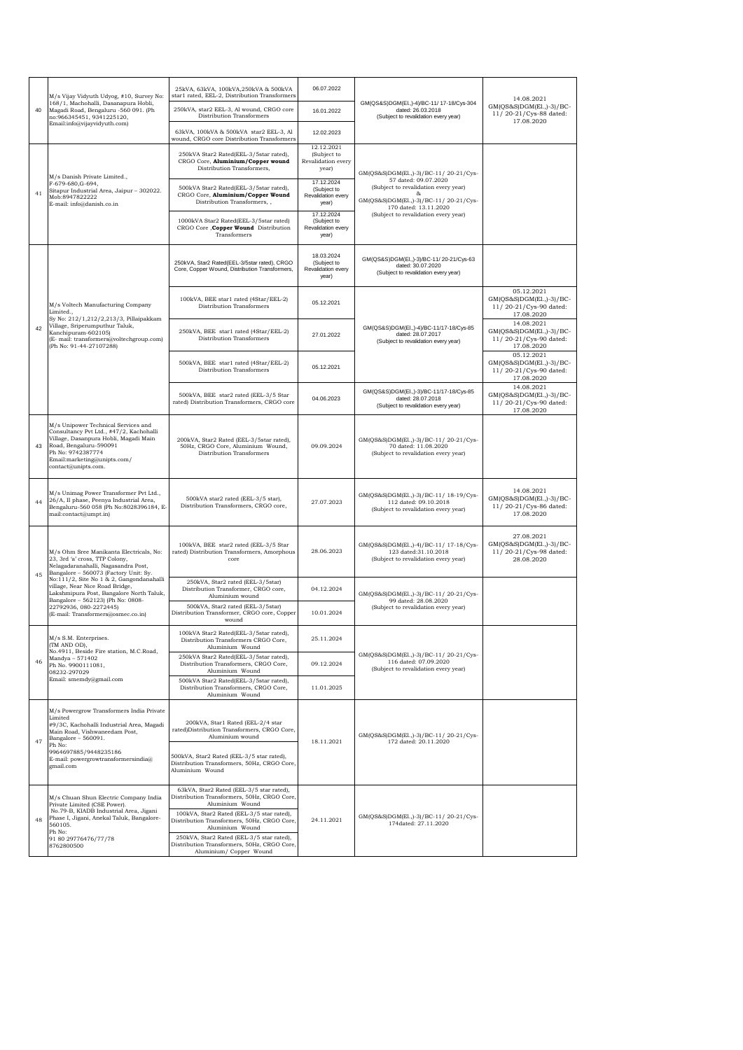| | | | | | |
|---|---|---|---|---|---|
| 40 | M/s Vijay Vidyuth Udyog, #10, Survey No: 168/1, Machohalli, Dasanapura Hobli, Magadi Road, Bengaluru -560 091. (Ph no:966345451, 9341225120, Email:info@vijayvidyuth.com) | 25kVA, 63kVA, 100kVA,250kVA & 500kVA star1 rated, EEL-2, Distribution Transformers | 06.07.2022 | GM(QS&S)DGM(El.,)-4)/BC-11/ 17-18/Cys-304 dated: 26.03.2018 (Subject to revalidation every year) | 14.08.2021 GM(QS&S)DGM(El.,)-3)/BC-11/ 20-21/Cys-88 dated: 17.08.2020 |
| | | 250kVA, star2 EEL-3, Al wound, CRGO core Distribution Transformers | 16.01.2022 | | |
| | | 63kVA, 100kVA & 500kVA star2 EEL-3, Al wound, CRGO core Distribution Transformers | 12.02.2023 | | |
| 41 | M/s Danish Private Limited., F-679-680,G-694, Sitapur Industrial Area, Jaipur – 302022. Mob:8947822222 E-mail: info@danish.co.in | 250kVA Star2 Rated(EEL-3/5star rated), CRGO Core, **Aluminium/Copper wound** Distribution Transformers, | 12.12.2021 (Subject to Revalidation every year) | GM(QS&S)DGM(El.,)-3)/BC-11/ 20-21/Cys-57 dated: 09.07.2020 (Subject to revalidation every year) & GM(QS&S)DGM(El.,)-3)/BC-11/ 20-21/Cys-170 dated: 13.11.2020 (Subject to revalidation every year) | |
| | | 500kVA Star2 Rated(EEL-3/5star rated), CRGO Core, **Aluminium/Copper Wound** Distribution Transformers, , | 17.12.2024 (Subject to Revalidation every year) | | |
| | | 1000kVA Star2 Rated(EEL-3/5star rated) CRGO Core ,**Copper Wound** Distribution Transformers | 17.12.2024 (Subject to Revalidation every year) | | |
| 42 | M/s Voltech Manufacturing Company Limited., Sy No: 212/1,212/2,213/3, Pillaipakkam Village, Sriperumputhur Taluk, Kanchipuram-602105) (E- mail: transformers@voltechgroup.com) (Ph No: 91-44-27107288) | 250kVA, Star2 Rated(EEL-3/5star rated), CRGO Core, Copper Wound, Distribution Transformers, | 18.03.2024 (Subject to Revalidation every year) | GM(QS&S)DGM(El.,)-3)/BC-11/ 20-21/Cys-63 dated: 30.07.2020 (Subject to revalidation every year) | |
| | | 100kVA, BEE star1 rated (4Star/EEL-2) Distribution Transformers | 05.12.2021 | GM(QS&S)DGM(El.,)-4)/BC-11/17-18/Cys-85 dated: 28.07.2017 (Subject to revalidation every year) | 05.12.2021 GM(QS&S)DGM(El.,)-3)/BC-11/ 20-21/Cys-90 dated: 17.08.2020 |
| | | 250kVA, BEE star1 rated (4Star/EEL-2) Distribution Transformers | 27.01.2022 | | 14.08.2021 GM(QS&S)DGM(El.,)-3)/BC-11/ 20-21/Cys-90 dated: 17.08.2020 |
| | | 500kVA, BEE star1 rated (4Star/EEL-2) Distribution Transformers | 05.12.2021 | | 05.12.2021 GM(QS&S)DGM(El.,)-3)/BC-11/ 20-21/Cys-90 dated: 17.08.2020 |
| | | 500kVA, BEE star2 rated (EEL-3/5 Star rated) Distribution Transformers, CRGO core | 04.06.2023 | GM(QS&S)DGM(El.,)-3)/BC-11/17-18/Cys-85 dated: 28.07.2018 (Subject to revalidation every year) | 14.08.2021 GM(QS&S)DGM(El.,)-3)/BC-11/ 20-21/Cys-90 dated: 17.08.2020 |
| 43 | M/s Unipower Technical Services and Consultancy Pvt Ltd., #47/2, Kachohalli Village, Dasanpura Hobli, Magadi Main Road, Bengaluru-590091 Ph No: 9742387774 Email:marketing@unipts.com/ contact@unipts.com. | 200kVA, Star2 Rated (EEL-3/5star rated), 50Hz, CRGO Core, Aluminium Wound, Distribution Transformers | 09.09.2024 | GM(QS&S)DGM(El.,)-3)/BC-11/ 20-21/Cys-70 dated: 11.08.2020 (Subject to revalidation every year) | |
| 44 | M/s Unimag Power Transformer Pvt Ltd., 26/A, II phase, Peenya Industrial Area, Bengaluru-560 058 (Ph No:8028396184, E-mail:contact@umpt.in) | 500kVA star2 rated (EEL-3/5 star), Distribution Transformers, CRGO core, | 27.07.2023 | GM(QS&S)DGM(El.,)-3)/BC-11/ 18-19/Cys-112 dated: 09.10.2018 (Subject to revalidation every year) | 14.08.2021 GM(QS&S)DGM(El.,)-3)/BC-11/ 20-21/Cys-86 dated: 17.08.2020 |
| 45 | M/s Ohm Sree Manikanta Electricals, No: 23, 3rd 'a' cross, TTP Colony, Nelagadaranahalli, Nagasandra Post, Bangalore – 560073 (Factory Unit: Sy. No:111/2, Site No 1 & 2, Gangondanahalli village, Near Nice Road Bridge, Lakshmipura Post, Bangalore North Taluk, Bangalore – 562123) (Ph No: 0808-22792936, 080-2272445) (E-mail: Transformers@osmec.co.in) | 100kVA, BEE star2 rated (EEL-3/5 Star rated) Distribution Transformers, Amorphous core | 28.06.2023 | GM(QS&S)DGM(El.,)-4)/BC-11/ 17-18/Cys-123 dated:31.10.2018 (Subject to revalidation every year) | 27.08.2021 GM(QS&S)DGM(El.,)-3)/BC-11/ 20-21/Cys-98 dated: 28.08.2020 |
| | | 250kVA, Star2 rated (EEL-3/5star) Distribution Transformer, CRGO core, Aluminium wound | 04.12.2024 | GM(QS&S)DGM(El.,)-3)/BC-11/ 20-21/Cys-99 dated: 28.08.2020 (Subject to revalidation every year) | |
| | | 500kVA, Star2 rated (EEL-3/5star) Distribution Transformer, CRGO core, Copper wound | 10.01.2024 | | |
| 46 | M/s S.M. Enterprises. (TM AND OD), No.4911, Beside Fire station, M.C.Road, Mandya – 571402 Ph No. 9900111081, 08232-297029 Email: smemdy@gmail.com | 100kVA Star2 Rated(EEL-3/5star rated), Distribution Transformers CRGO Core, Aluminium Wound | 25.11.2024 | GM(QS&S)DGM(El.,)-3)/BC-11/ 20-21/Cys-116 dated: 07.09.2020 (Subject to revalidation every year) | |
| | | 250kVA Star2 Rated(EEL-3/5star rated), Distribution Transformers, CRGO Core, Aluminium Wound | 09.12.2024 | | |
| | | 500kVA Star2 Rated(EEL-3/5star rated), Distribution Transformers, CRGO Core, Aluminium Wound | 11.01.2025 | | |
| 47 | M/s Powergrow Transformers India Private Limited #9/3C, Kachohalli Industrial Area, Magadi Main Road, Vishwaneedam Post, Bangalore – 560091. Ph No: 9964697885/9448235186 E-mail: powergrowtransformersindia@ gmail.com | 200kVA, Star1 Rated (EEL-2/4 star rated)Distribution Transformers, CRGO Core, Aluminium wound | 18.11.2021 | GM(QS&S)DGM(El.,)-3)/BC-11/ 20-21/Cys-172 dated: 20.11.2020 | |
| | | 500kVA, Star2 Rated (EEL-3/5 star rated), Distribution Transformers, 50Hz, CRGO Core, Aluminium Wound | | | |
| 48 | M/s Chuan Shun Electric Company India Private Limited (CSE Power). No.79-B, KIADB Industrial Area, Jigani Phase I, Jigani, Anekal Taluk, Bangalore-560105. Ph No: 91 80 29776476/77/78 8762800500 | 63kVA, Star2 Rated (EEL-3/5 star rated), Distribution Transformers, 50Hz, CRGO Core, Aluminium Wound | 24.11.2021 | GM(QS&S)DGM(El.,)-3)/BC-11/ 20-21/Cys-174dated: 27.11.2020 | |
| | | 100kVA, Star2 Rated (EEL-3/5 star rated), Distribution Transformers, 50Hz, CRGO Core, Aluminium Wound | | | |
| | | 250kVA, Star2 Rated (EEL-3/5 star rated), Distribution Transformers, 50Hz, CRGO Core, Aluminium/ Copper Wound | | | |